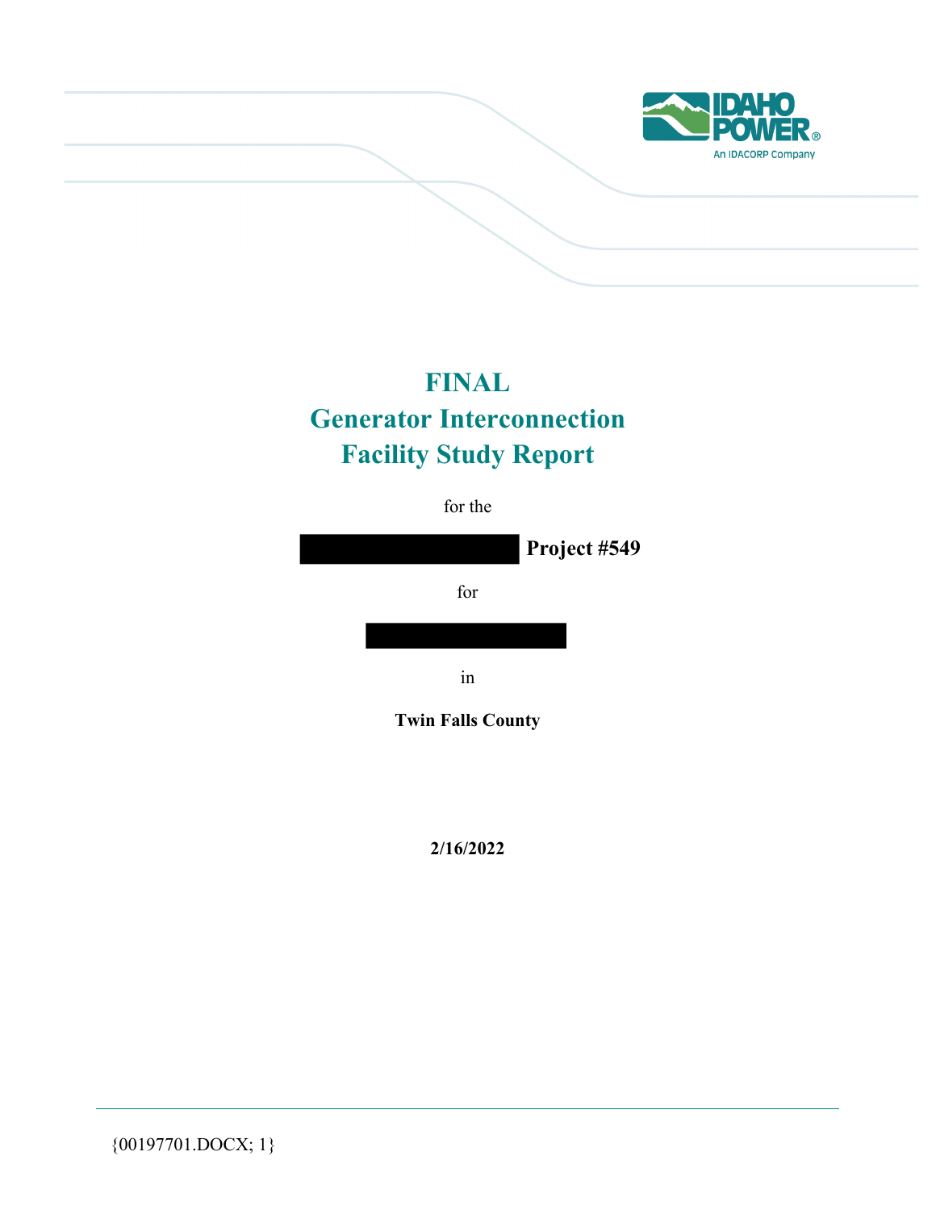# FINAL
# Generator Interconnection Facility Study Report

for the

**Project #549**

for

in

**Twin Falls County**

**2/16/2022**

{00197701.DOCX; 1}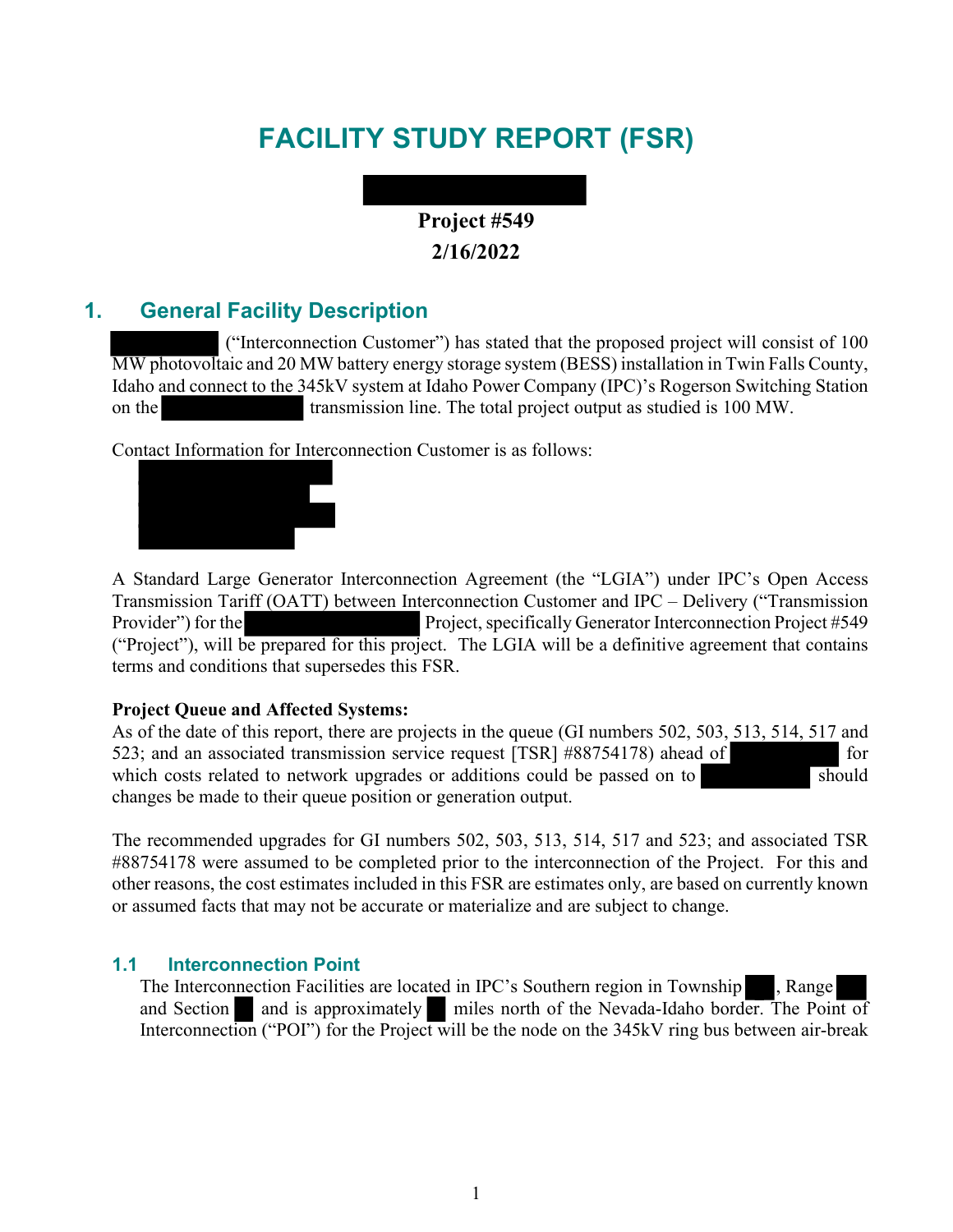# FACILITY STUDY REPORT (FSR)

**Project #549**
**2/16/2022**

## 1. General Facility Description

("Interconnection Customer") has stated that the proposed project will consist of 100 MW photovoltaic and 20 MW battery energy storage system (BESS) installation in Twin Falls County, Idaho and connect to the 345kV system at Idaho Power Company (IPC)'s Rogerson Switching Station on the transmission line. The total project output as studied is 100 MW.

Contact Information for Interconnection Customer is as follows:

A Standard Large Generator Interconnection Agreement (the "LGIA") under IPC's Open Access Transmission Tariff (OATT) between Interconnection Customer and IPC – Delivery ("Transmission Provider") for the Project, specifically Generator Interconnection Project #549 ("Project"), will be prepared for this project. The LGIA will be a definitive agreement that contains terms and conditions that supersedes this FSR.

**Project Queue and Affected Systems:**
As of the date of this report, there are projects in the queue (GI numbers 502, 503, 513, 514, 517 and 523; and an associated transmission service request [TSR] #88754178) ahead of for which costs related to network upgrades or additions could be passed on to should changes be made to their queue position or generation output.

The recommended upgrades for GI numbers 502, 503, 513, 514, 517 and 523; and associated TSR #88754178 were assumed to be completed prior to the interconnection of the Project. For this and other reasons, the cost estimates included in this FSR are estimates only, are based on currently known or assumed facts that may not be accurate or materialize and are subject to change.

### 1.1 Interconnection Point

The Interconnection Facilities are located in IPC's Southern region in Township , Range and Section and is approximately miles north of the Nevada-Idaho border. The Point of Interconnection ("POI") for the Project will be the node on the 345kV ring bus between air-break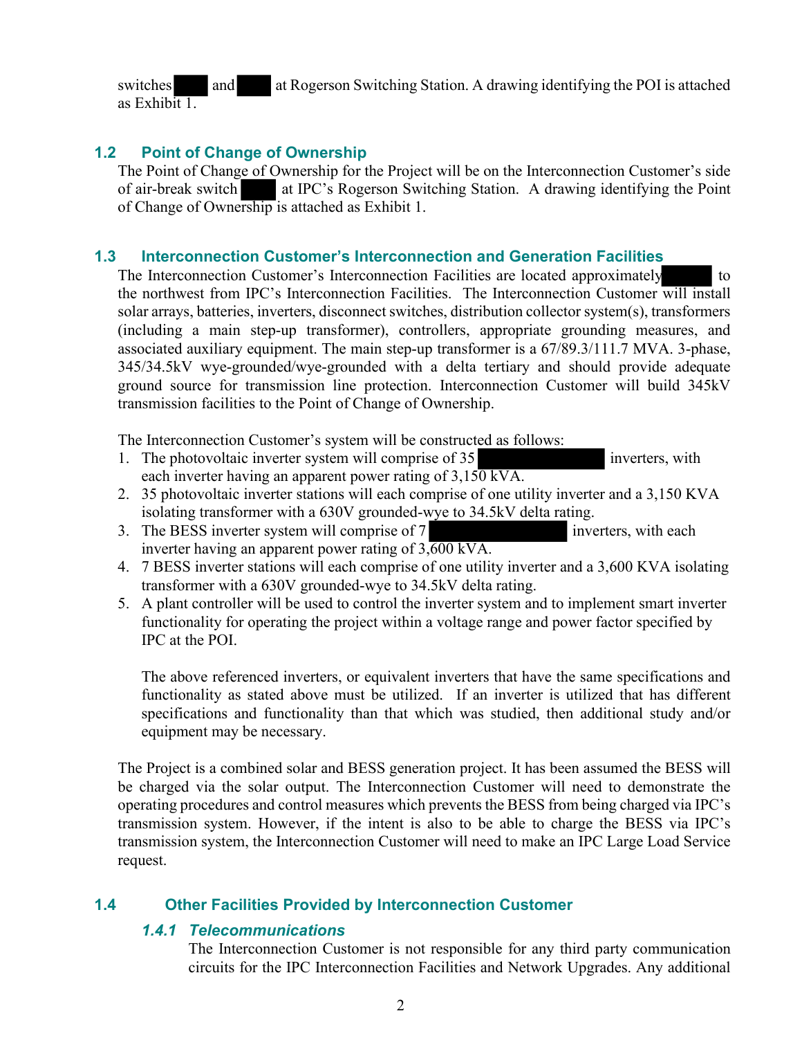switches [REDACTED] and [REDACTED] at Rogerson Switching Station. A drawing identifying the POI is attached as Exhibit 1.

## 1.2 Point of Change of Ownership

The Point of Change of Ownership for the Project will be on the Interconnection Customer's side of air-break switch [REDACTED] at IPC's Rogerson Switching Station. A drawing identifying the Point of Change of Ownership is attached as Exhibit 1.

## 1.3 Interconnection Customer's Interconnection and Generation Facilities

The Interconnection Customer's Interconnection Facilities are located approximately [REDACTED] to the northwest from IPC's Interconnection Facilities. The Interconnection Customer will install solar arrays, batteries, inverters, disconnect switches, distribution collector system(s), transformers (including a main step-up transformer), controllers, appropriate grounding measures, and associated auxiliary equipment. The main step-up transformer is a 67/89.3/111.7 MVA. 3-phase, 345/34.5kV wye-grounded/wye-grounded with a delta tertiary and should provide adequate ground source for transmission line protection. Interconnection Customer will build 345kV transmission facilities to the Point of Change of Ownership.

The Interconnection Customer's system will be constructed as follows:

1. The photovoltaic inverter system will comprise of 35 [REDACTED] inverters, with each inverter having an apparent power rating of 3,150 kVA.
2. 35 photovoltaic inverter stations will each comprise of one utility inverter and a 3,150 KVA isolating transformer with a 630V grounded-wye to 34.5kV delta rating.
3. The BESS inverter system will comprise of 7 [REDACTED] inverters, with each inverter having an apparent power rating of 3,600 kVA.
4. 7 BESS inverter stations will each comprise of one utility inverter and a 3,600 KVA isolating transformer with a 630V grounded-wye to 34.5kV delta rating.
5. A plant controller will be used to control the inverter system and to implement smart inverter functionality for operating the project within a voltage range and power factor specified by IPC at the POI.

   The above referenced inverters, or equivalent inverters that have the same specifications and functionality as stated above must be utilized. If an inverter is utilized that has different specifications and functionality than that which was studied, then additional study and/or equipment may be necessary.

The Project is a combined solar and BESS generation project. It has been assumed the BESS will be charged via the solar output. The Interconnection Customer will need to demonstrate the operating procedures and control measures which prevents the BESS from being charged via IPC's transmission system. However, if the intent is also to be able to charge the BESS via IPC's transmission system, the Interconnection Customer will need to make an IPC Large Load Service request.

## 1.4 Other Facilities Provided by Interconnection Customer

### *1.4.1 Telecommunications*

The Interconnection Customer is not responsible for any third party communication circuits for the IPC Interconnection Facilities and Network Upgrades. Any additional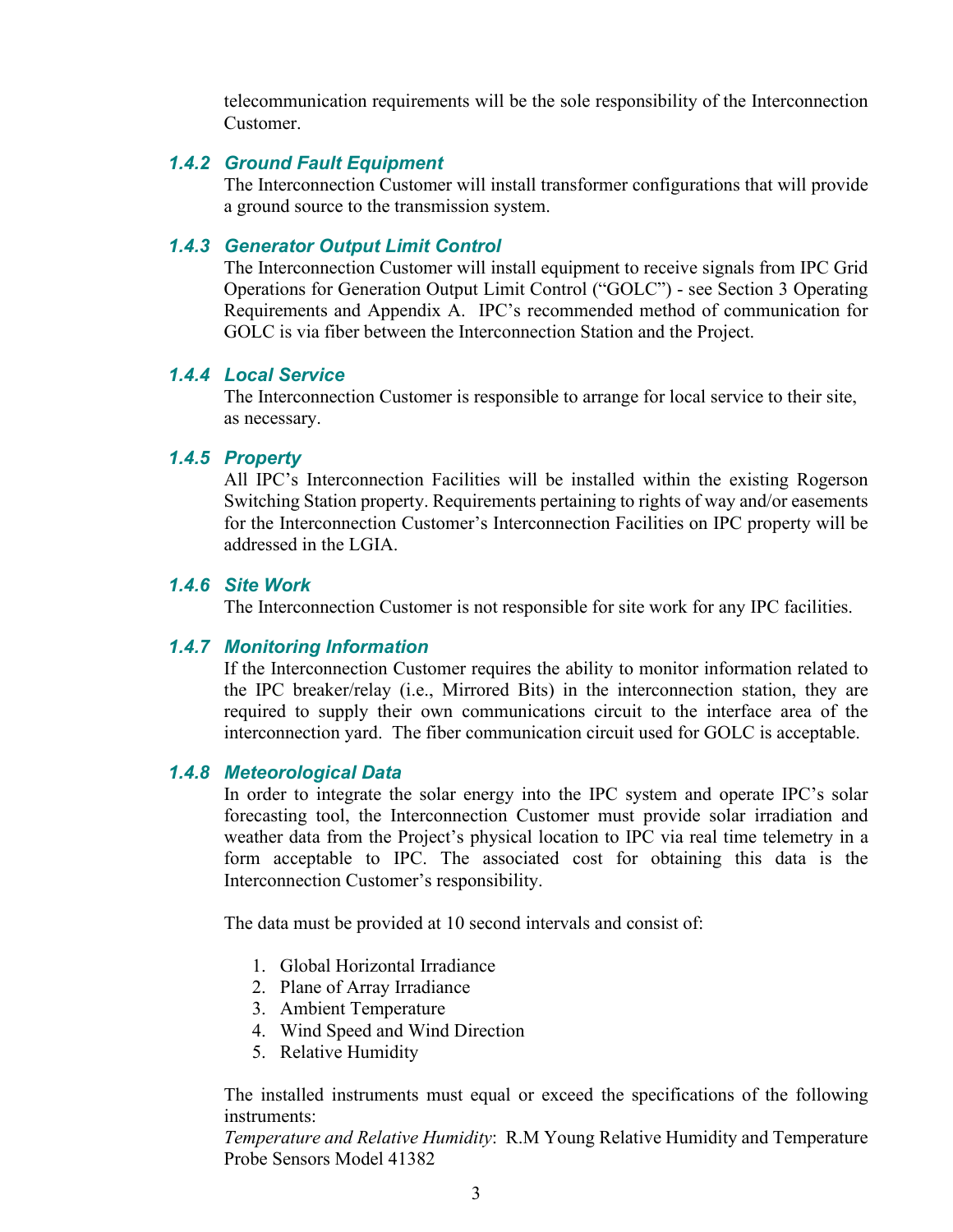telecommunication requirements will be the sole responsibility of the Interconnection Customer.

### 1.4.2 Ground Fault Equipment

The Interconnection Customer will install transformer configurations that will provide a ground source to the transmission system.

### 1.4.3 Generator Output Limit Control

The Interconnection Customer will install equipment to receive signals from IPC Grid Operations for Generation Output Limit Control ("GOLC") - see Section 3 Operating Requirements and Appendix A. IPC's recommended method of communication for GOLC is via fiber between the Interconnection Station and the Project.

### 1.4.4 Local Service

The Interconnection Customer is responsible to arrange for local service to their site, as necessary.

### 1.4.5 Property

All IPC's Interconnection Facilities will be installed within the existing Rogerson Switching Station property. Requirements pertaining to rights of way and/or easements for the Interconnection Customer's Interconnection Facilities on IPC property will be addressed in the LGIA.

### 1.4.6 Site Work

The Interconnection Customer is not responsible for site work for any IPC facilities.

### 1.4.7 Monitoring Information

If the Interconnection Customer requires the ability to monitor information related to the IPC breaker/relay (i.e., Mirrored Bits) in the interconnection station, they are required to supply their own communications circuit to the interface area of the interconnection yard. The fiber communication circuit used for GOLC is acceptable.

### 1.4.8 Meteorological Data

In order to integrate the solar energy into the IPC system and operate IPC's solar forecasting tool, the Interconnection Customer must provide solar irradiation and weather data from the Project's physical location to IPC via real time telemetry in a form acceptable to IPC. The associated cost for obtaining this data is the Interconnection Customer's responsibility.

The data must be provided at 10 second intervals and consist of:

1. Global Horizontal Irradiance
2. Plane of Array Irradiance
3. Ambient Temperature
4. Wind Speed and Wind Direction
5. Relative Humidity

The installed instruments must equal or exceed the specifications of the following instruments:
*Temperature and Relative Humidity*: R.M Young Relative Humidity and Temperature Probe Sensors Model 41382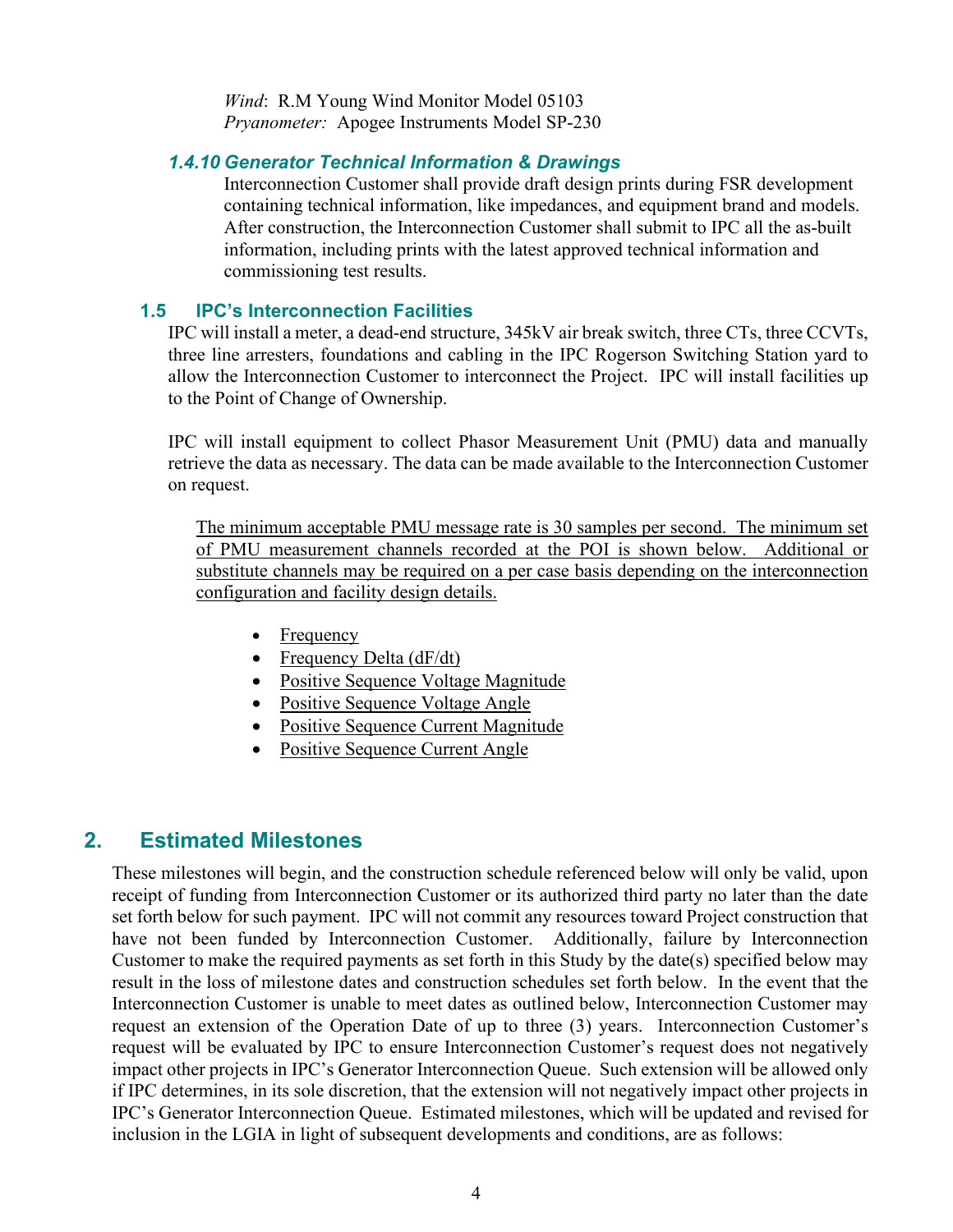*Wind*: R.M Young Wind Monitor Model 05103
*Pryanometer:* Apogee Instruments Model SP-230

#### *1.4.10 Generator Technical Information & Drawings*

Interconnection Customer shall provide draft design prints during FSR development containing technical information, like impedances, and equipment brand and models. After construction, the Interconnection Customer shall submit to IPC all the as-built information, including prints with the latest approved technical information and commissioning test results.

### 1.5 IPC's Interconnection Facilities

IPC will install a meter, a dead-end structure, 345kV air break switch, three CTs, three CCVTs, three line arresters, foundations and cabling in the IPC Rogerson Switching Station yard to allow the Interconnection Customer to interconnect the Project. IPC will install facilities up to the Point of Change of Ownership.

IPC will install equipment to collect Phasor Measurement Unit (PMU) data and manually retrieve the data as necessary. The data can be made available to the Interconnection Customer on request.

<u>The minimum acceptable PMU message rate is 30 samples per second. The minimum set of PMU measurement channels recorded at the POI is shown below. Additional or substitute channels may be required on a per case basis depending on the interconnection configuration and facility design details.</u>

- <u>Frequency</u>
- <u>Frequency Delta (dF/dt)</u>
- <u>Positive Sequence Voltage Magnitude</u>
- <u>Positive Sequence Voltage Angle</u>
- <u>Positive Sequence Current Magnitude</u>
- <u>Positive Sequence Current Angle</u>

## 2. Estimated Milestones

These milestones will begin, and the construction schedule referenced below will only be valid, upon receipt of funding from Interconnection Customer or its authorized third party no later than the date set forth below for such payment. IPC will not commit any resources toward Project construction that have not been funded by Interconnection Customer. Additionally, failure by Interconnection Customer to make the required payments as set forth in this Study by the date(s) specified below may result in the loss of milestone dates and construction schedules set forth below. In the event that the Interconnection Customer is unable to meet dates as outlined below, Interconnection Customer may request an extension of the Operation Date of up to three (3) years. Interconnection Customer's request will be evaluated by IPC to ensure Interconnection Customer's request does not negatively impact other projects in IPC's Generator Interconnection Queue. Such extension will be allowed only if IPC determines, in its sole discretion, that the extension will not negatively impact other projects in IPC's Generator Interconnection Queue. Estimated milestones, which will be updated and revised for inclusion in the LGIA in light of subsequent developments and conditions, are as follows: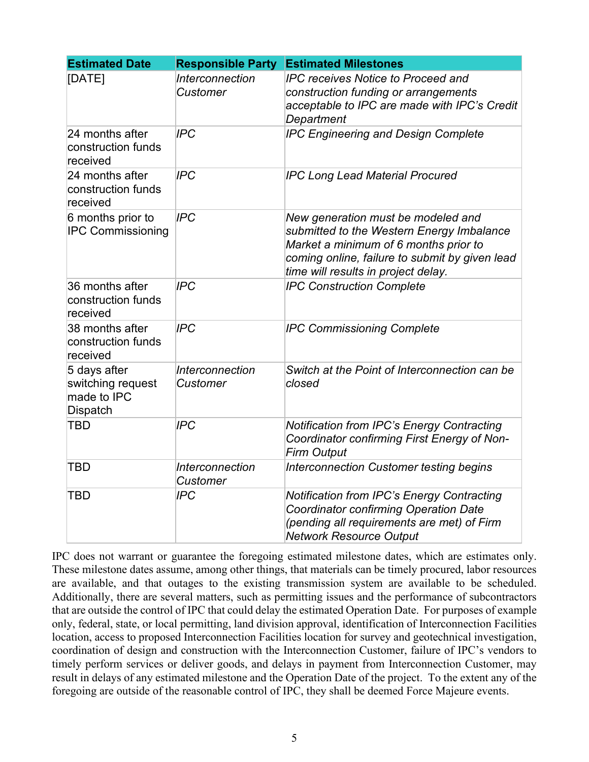| **Estimated Date** | **Responsible Party** | **Estimated Milestones** |
| --- | --- | --- |
| [DATE] | *Interconnection Customer* | *IPC receives Notice to Proceed and construction funding or arrangements acceptable to IPC are made with IPC's Credit Department* |
| 24 months after construction funds received | *IPC* | *IPC Engineering and Design Complete* |
| 24 months after construction funds received | *IPC* | *IPC Long Lead Material Procured* |
| 6 months prior to IPC Commissioning | *IPC* | *New generation must be modeled and submitted to the Western Energy Imbalance Market a minimum of 6 months prior to coming online, failure to submit by given lead time will results in project delay.* |
| 36 months after construction funds received | *IPC* | *IPC Construction Complete* |
| 38 months after construction funds received | *IPC* | *IPC Commissioning Complete* |
| 5 days after switching request made to IPC Dispatch | *Interconnection Customer* | *Switch at the Point of Interconnection can be closed* |
| TBD | *IPC* | *Notification from IPC's Energy Contracting Coordinator confirming First Energy of Non-Firm Output* |
| TBD | *Interconnection Customer* | *Interconnection Customer testing begins* |
| TBD | *IPC* | *Notification from IPC's Energy Contracting Coordinator confirming Operation Date (pending all requirements are met) of Firm Network Resource Output* |

IPC does not warrant or guarantee the foregoing estimated milestone dates, which are estimates only. These milestone dates assume, among other things, that materials can be timely procured, labor resources are available, and that outages to the existing transmission system are available to be scheduled. Additionally, there are several matters, such as permitting issues and the performance of subcontractors that are outside the control of IPC that could delay the estimated Operation Date. For purposes of example only, federal, state, or local permitting, land division approval, identification of Interconnection Facilities location, access to proposed Interconnection Facilities location for survey and geotechnical investigation, coordination of design and construction with the Interconnection Customer, failure of IPC's vendors to timely perform services or deliver goods, and delays in payment from Interconnection Customer, may result in delays of any estimated milestone and the Operation Date of the project. To the extent any of the foregoing are outside of the reasonable control of IPC, they shall be deemed Force Majeure events.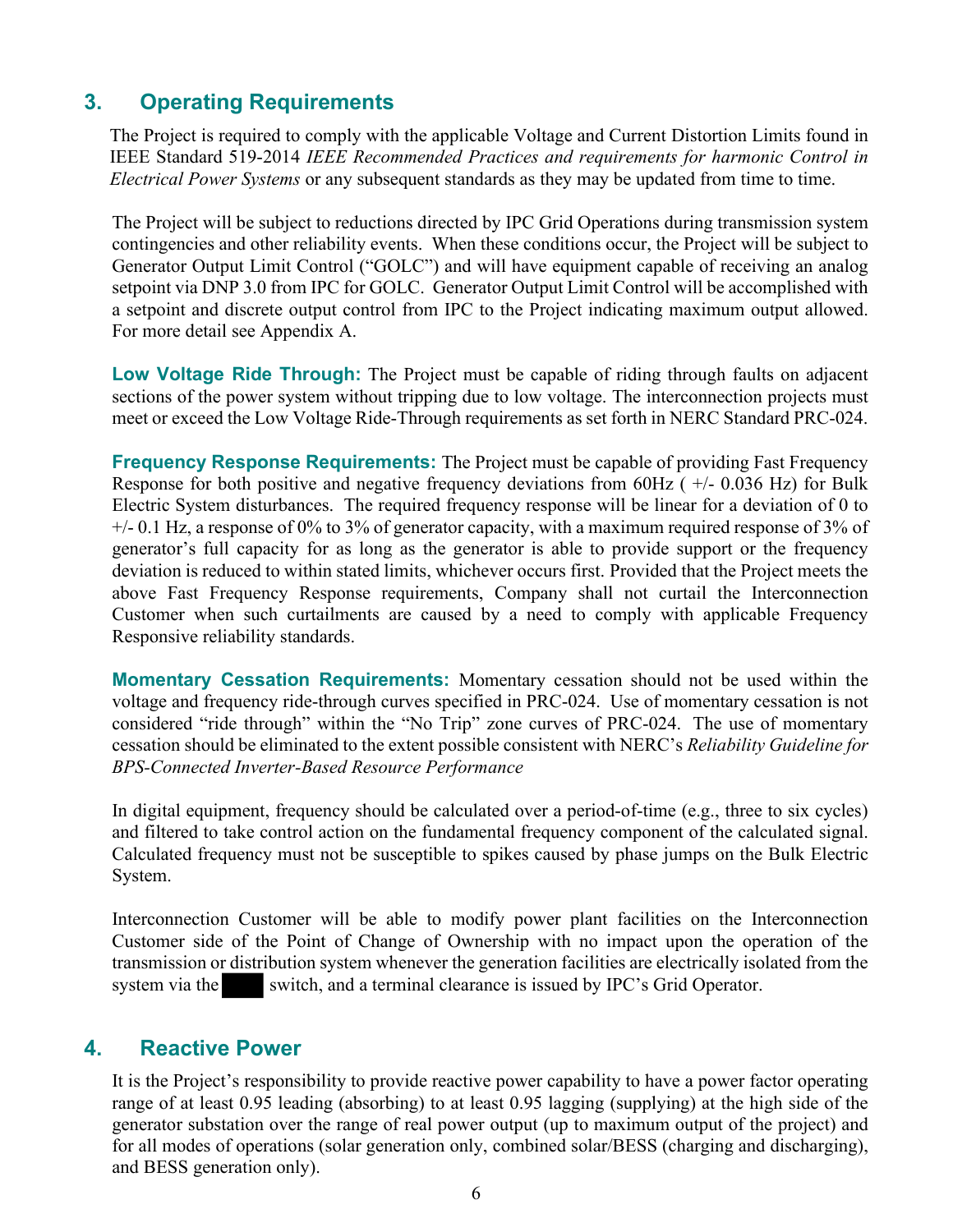## 3. Operating Requirements

The Project is required to comply with the applicable Voltage and Current Distortion Limits found in IEEE Standard 519-2014 *IEEE Recommended Practices and requirements for harmonic Control in Electrical Power Systems* or any subsequent standards as they may be updated from time to time.

The Project will be subject to reductions directed by IPC Grid Operations during transmission system contingencies and other reliability events. When these conditions occur, the Project will be subject to Generator Output Limit Control ("GOLC") and will have equipment capable of receiving an analog setpoint via DNP 3.0 from IPC for GOLC. Generator Output Limit Control will be accomplished with a setpoint and discrete output control from IPC to the Project indicating maximum output allowed. For more detail see Appendix A.

**Low Voltage Ride Through:** The Project must be capable of riding through faults on adjacent sections of the power system without tripping due to low voltage. The interconnection projects must meet or exceed the Low Voltage Ride-Through requirements as set forth in NERC Standard PRC-024.

**Frequency Response Requirements:** The Project must be capable of providing Fast Frequency Response for both positive and negative frequency deviations from 60Hz ( +/- 0.036 Hz) for Bulk Electric System disturbances. The required frequency response will be linear for a deviation of 0 to +/- 0.1 Hz, a response of 0% to 3% of generator capacity, with a maximum required response of 3% of generator's full capacity for as long as the generator is able to provide support or the frequency deviation is reduced to within stated limits, whichever occurs first. Provided that the Project meets the above Fast Frequency Response requirements, Company shall not curtail the Interconnection Customer when such curtailments are caused by a need to comply with applicable Frequency Responsive reliability standards.

**Momentary Cessation Requirements:** Momentary cessation should not be used within the voltage and frequency ride-through curves specified in PRC-024. Use of momentary cessation is not considered "ride through" within the "No Trip" zone curves of PRC-024. The use of momentary cessation should be eliminated to the extent possible consistent with NERC's *Reliability Guideline for BPS-Connected Inverter-Based Resource Performance*

In digital equipment, frequency should be calculated over a period-of-time (e.g., three to six cycles) and filtered to take control action on the fundamental frequency component of the calculated signal. Calculated frequency must not be susceptible to spikes caused by phase jumps on the Bulk Electric System.

Interconnection Customer will be able to modify power plant facilities on the Interconnection Customer side of the Point of Change of Ownership with no impact upon the operation of the transmission or distribution system whenever the generation facilities are electrically isolated from the system via the ████ switch, and a terminal clearance is issued by IPC's Grid Operator.

## 4. Reactive Power

It is the Project's responsibility to provide reactive power capability to have a power factor operating range of at least 0.95 leading (absorbing) to at least 0.95 lagging (supplying) at the high side of the generator substation over the range of real power output (up to maximum output of the project) and for all modes of operations (solar generation only, combined solar/BESS (charging and discharging), and BESS generation only).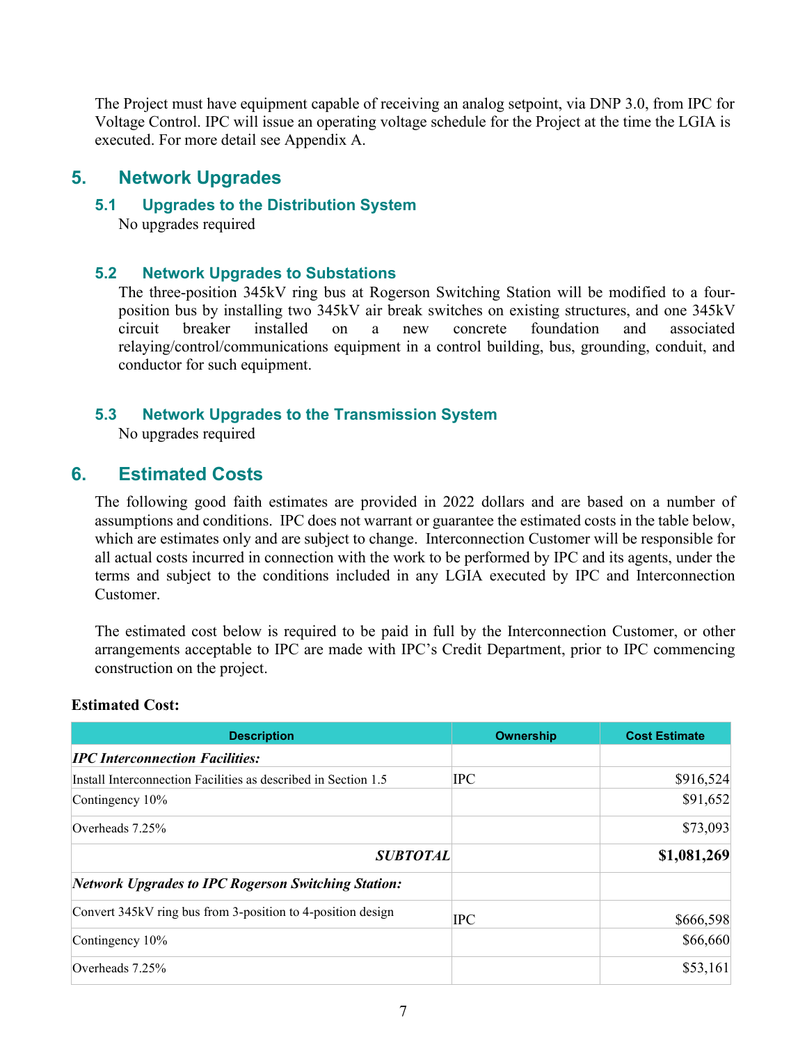The Project must have equipment capable of receiving an analog setpoint, via DNP 3.0, from IPC for Voltage Control. IPC will issue an operating voltage schedule for the Project at the time the LGIA is executed. For more detail see Appendix A.

## 5. Network Upgrades

### 5.1 Upgrades to the Distribution System

No upgrades required

### 5.2 Network Upgrades to Substations

The three-position 345kV ring bus at Rogerson Switching Station will be modified to a four-position bus by installing two 345kV air break switches on existing structures, and one 345kV circuit breaker installed on a new concrete foundation and associated relaying/control/communications equipment in a control building, bus, grounding, conduit, and conductor for such equipment.

### 5.3 Network Upgrades to the Transmission System

No upgrades required

## 6. Estimated Costs

The following good faith estimates are provided in 2022 dollars and are based on a number of assumptions and conditions. IPC does not warrant or guarantee the estimated costs in the table below, which are estimates only and are subject to change. Interconnection Customer will be responsible for all actual costs incurred in connection with the work to be performed by IPC and its agents, under the terms and subject to the conditions included in any LGIA executed by IPC and Interconnection Customer.

The estimated cost below is required to be paid in full by the Interconnection Customer, or other arrangements acceptable to IPC are made with IPC's Credit Department, prior to IPC commencing construction on the project.

**Estimated Cost:**

| Description | Ownership | Cost Estimate |
|---|---|---|
| ***IPC Interconnection Facilities:*** | | |
| Install Interconnection Facilities as described in Section 1.5 | IPC | $916,524 |
| Contingency 10% | | $91,652 |
| Overheads 7.25% | | $73,093 |
| ***SUBTOTAL*** | | **$1,081,269** |
| ***Network Upgrades to IPC Rogerson Switching Station:*** | | |
| Convert 345kV ring bus from 3-position to 4-position design | IPC | $666,598 |
| Contingency 10% | | $66,660 |
| Overheads 7.25% | | $53,161 |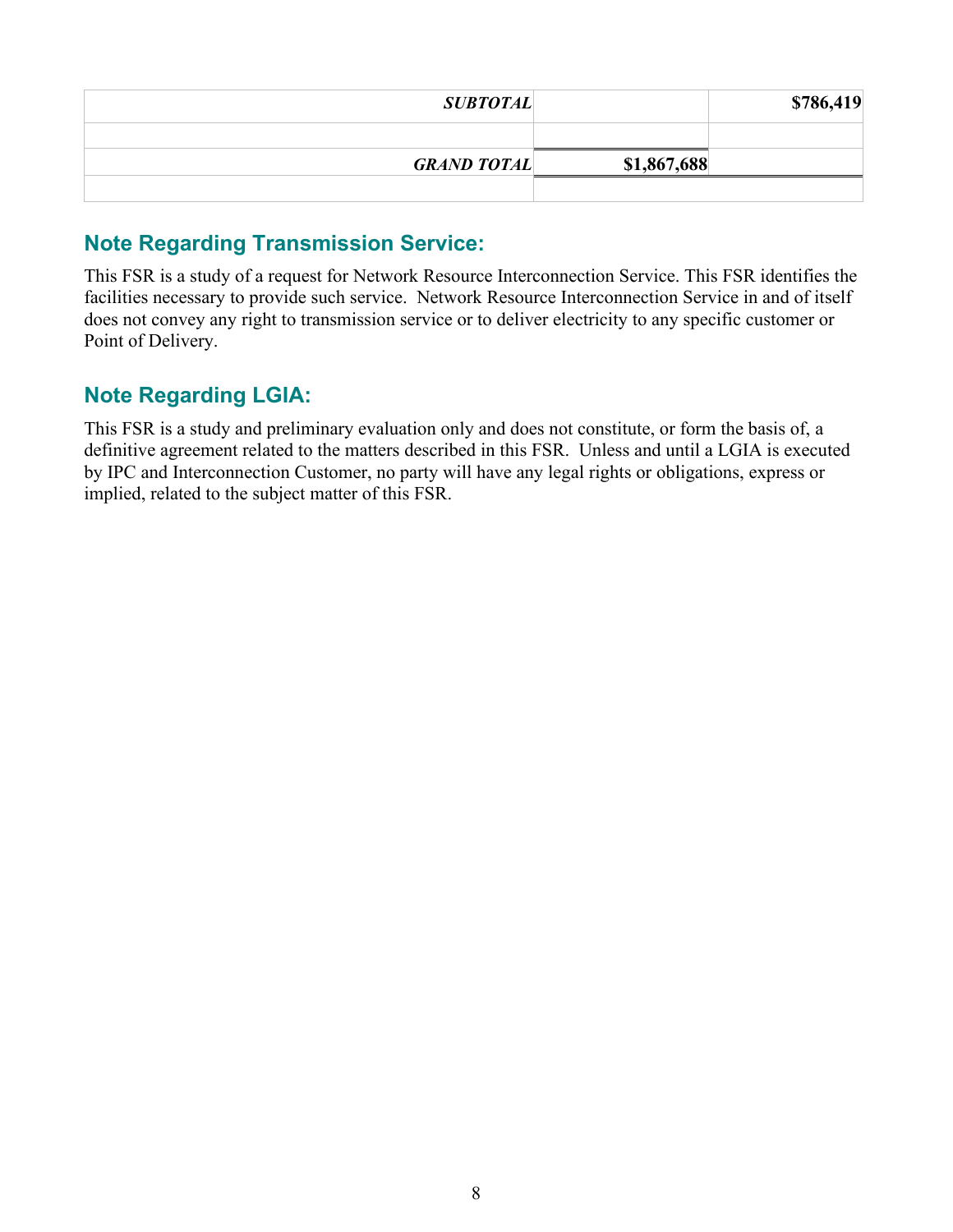| | | |
|---|---|---|
| ***SUBTOTAL*** | | **$786,419** |
| | | |
| ***GRAND TOTAL*** | **$1,867,688** | |
| | | |

## Note Regarding Transmission Service:

This FSR is a study of a request for Network Resource Interconnection Service. This FSR identifies the facilities necessary to provide such service. Network Resource Interconnection Service in and of itself does not convey any right to transmission service or to deliver electricity to any specific customer or Point of Delivery.

## Note Regarding LGIA:

This FSR is a study and preliminary evaluation only and does not constitute, or form the basis of, a definitive agreement related to the matters described in this FSR. Unless and until a LGIA is executed by IPC and Interconnection Customer, no party will have any legal rights or obligations, express or implied, related to the subject matter of this FSR.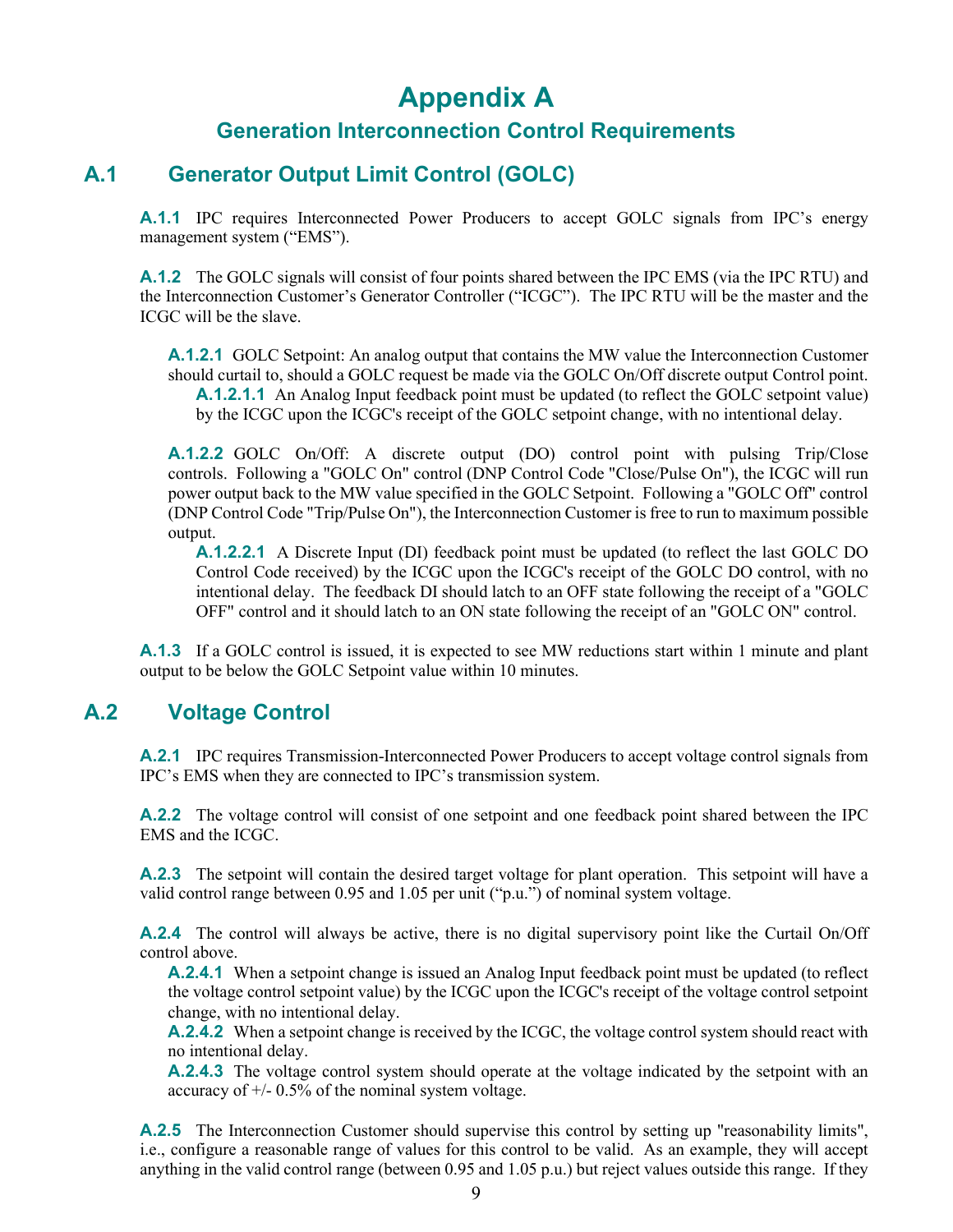# Appendix A

## Generation Interconnection Control Requirements

## A.1 Generator Output Limit Control (GOLC)

**A.1.1** IPC requires Interconnected Power Producers to accept GOLC signals from IPC's energy management system ("EMS").

**A.1.2** The GOLC signals will consist of four points shared between the IPC EMS (via the IPC RTU) and the Interconnection Customer's Generator Controller ("ICGC"). The IPC RTU will be the master and the ICGC will be the slave.

**A.1.2.1** GOLC Setpoint: An analog output that contains the MW value the Interconnection Customer should curtail to, should a GOLC request be made via the GOLC On/Off discrete output Control point.

**A.1.2.1.1** An Analog Input feedback point must be updated (to reflect the GOLC setpoint value) by the ICGC upon the ICGC's receipt of the GOLC setpoint change, with no intentional delay.

**A.1.2.2** GOLC On/Off: A discrete output (DO) control point with pulsing Trip/Close controls. Following a "GOLC On" control (DNP Control Code "Close/Pulse On"), the ICGC will run power output back to the MW value specified in the GOLC Setpoint. Following a "GOLC Off" control (DNP Control Code "Trip/Pulse On"), the Interconnection Customer is free to run to maximum possible output.

**A.1.2.2.1** A Discrete Input (DI) feedback point must be updated (to reflect the last GOLC DO Control Code received) by the ICGC upon the ICGC's receipt of the GOLC DO control, with no intentional delay. The feedback DI should latch to an OFF state following the receipt of a "GOLC OFF" control and it should latch to an ON state following the receipt of an "GOLC ON" control.

**A.1.3** If a GOLC control is issued, it is expected to see MW reductions start within 1 minute and plant output to be below the GOLC Setpoint value within 10 minutes.

## A.2 Voltage Control

**A.2.1** IPC requires Transmission-Interconnected Power Producers to accept voltage control signals from IPC's EMS when they are connected to IPC's transmission system.

**A.2.2** The voltage control will consist of one setpoint and one feedback point shared between the IPC EMS and the ICGC.

**A.2.3** The setpoint will contain the desired target voltage for plant operation. This setpoint will have a valid control range between 0.95 and 1.05 per unit ("p.u.") of nominal system voltage.

**A.2.4** The control will always be active, there is no digital supervisory point like the Curtail On/Off control above.

**A.2.4.1** When a setpoint change is issued an Analog Input feedback point must be updated (to reflect the voltage control setpoint value) by the ICGC upon the ICGC's receipt of the voltage control setpoint change, with no intentional delay.

**A.2.4.2** When a setpoint change is received by the ICGC, the voltage control system should react with no intentional delay.

**A.2.4.3** The voltage control system should operate at the voltage indicated by the setpoint with an accuracy of +/- 0.5% of the nominal system voltage.

**A.2.5** The Interconnection Customer should supervise this control by setting up "reasonability limits", i.e., configure a reasonable range of values for this control to be valid. As an example, they will accept anything in the valid control range (between 0.95 and 1.05 p.u.) but reject values outside this range. If they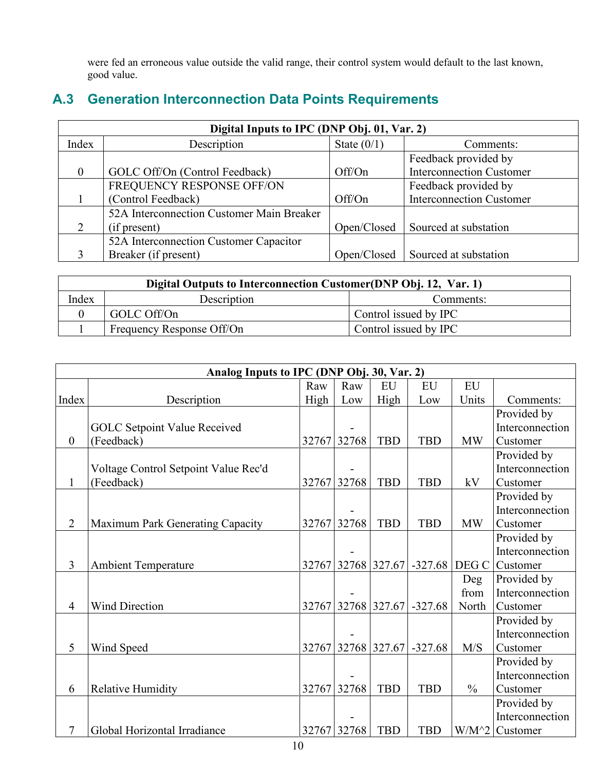were fed an erroneous value outside the valid range, their control system would default to the last known, good value.

## A.3 Generation Interconnection Data Points Requirements

| **Digital Inputs to IPC (DNP Obj. 01, Var. 2)** | | | |
|---|---|---|---|
| Index | Description | State (0/1) | Comments: |
| 0 | GOLC Off/On (Control Feedback) | Off/On | Feedback provided by Interconnection Customer |
| 1 | FREQUENCY RESPONSE OFF/ON (Control Feedback) | Off/On | Feedback provided by Interconnection Customer |
| 2 | 52A Interconnection Customer Main Breaker (if present) | Open/Closed | Sourced at substation |
| 3 | 52A Interconnection Customer Capacitor Breaker (if present) | Open/Closed | Sourced at substation |

| **Digital Outputs to Interconnection Customer(DNP Obj. 12, Var. 1)** | | |
|---|---|---|
| Index | Description | Comments: |
| 0 | GOLC Off/On | Control issued by IPC |
| 1 | Frequency Response Off/On | Control issued by IPC |

| **Analog Inputs to IPC (DNP Obj. 30, Var. 2)** | | | | | | | |
|---|---|---|---|---|---|---|---|
| Index | Description | Raw High | Raw Low | EU High | EU Low | EU Units | Comments: |
| 0 | GOLC Setpoint Value Received (Feedback) | 32767 | -32768 | TBD | TBD | MW | Provided by Interconnection Customer |
| 1 | Voltage Control Setpoint Value Rec'd (Feedback) | 32767 | -32768 | TBD | TBD | kV | Provided by Interconnection Customer |
| 2 | Maximum Park Generating Capacity | 32767 | -32768 | TBD | TBD | MW | Provided by Interconnection Customer |
| 3 | Ambient Temperature | 32767 | -32768 | 327.67 | -327.68 | DEG C | Provided by Interconnection Customer |
| 4 | Wind Direction | 32767 | -32768 | 327.67 | -327.68 | Deg from North | Provided by Interconnection Customer |
| 5 | Wind Speed | 32767 | -32768 | 327.67 | -327.68 | M/S | Provided by Interconnection Customer |
| 6 | Relative Humidity | 32767 | -32768 | TBD | TBD | % | Provided by Interconnection Customer |
| 7 | Global Horizontal Irradiance | 32767 | -32768 | TBD | TBD | W/M^2 | Provided by Interconnection Customer |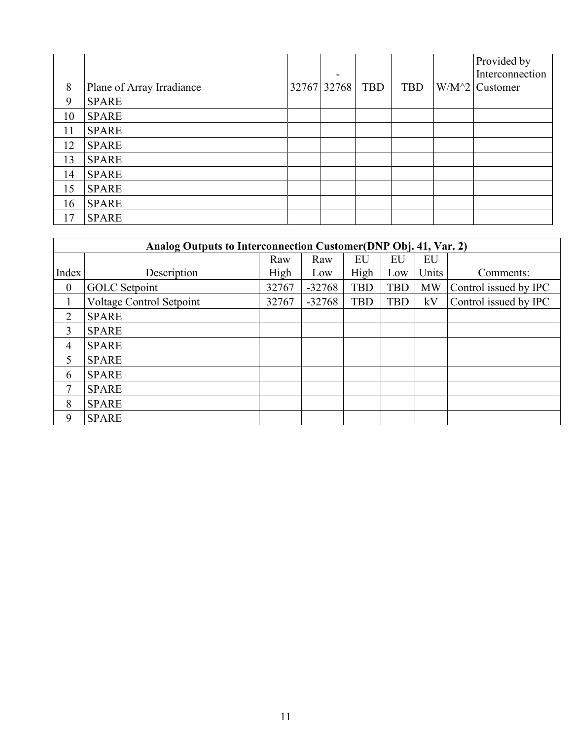| | | | | | | | |
|---|---|---|---|---|---|---|---|
| 8 | Plane of Array Irradiance | 32767 | -32768 | TBD | TBD | W/M^2 | Provided by Interconnection Customer |
| 9 | SPARE | | | | | | |
| 10 | SPARE | | | | | | |
| 11 | SPARE | | | | | | |
| 12 | SPARE | | | | | | |
| 13 | SPARE | | | | | | |
| 14 | SPARE | | | | | | |
| 15 | SPARE | | | | | | |
| 16 | SPARE | | | | | | |
| 17 | SPARE | | | | | | |

| **Analog Outputs to Interconnection Customer(DNP Obj. 41, Var. 2)** | | | | | | | |
|---|---|---|---|---|---|---|---|
| Index | Description | Raw High | Raw Low | EU High | EU Low | EU Units | Comments: |
| 0 | GOLC Setpoint | 32767 | -32768 | TBD | TBD | MW | Control issued by IPC |
| 1 | Voltage Control Setpoint | 32767 | -32768 | TBD | TBD | kV | Control issued by IPC |
| 2 | SPARE | | | | | | |
| 3 | SPARE | | | | | | |
| 4 | SPARE | | | | | | |
| 5 | SPARE | | | | | | |
| 6 | SPARE | | | | | | |
| 7 | SPARE | | | | | | |
| 8 | SPARE | | | | | | |
| 9 | SPARE | | | | | | |